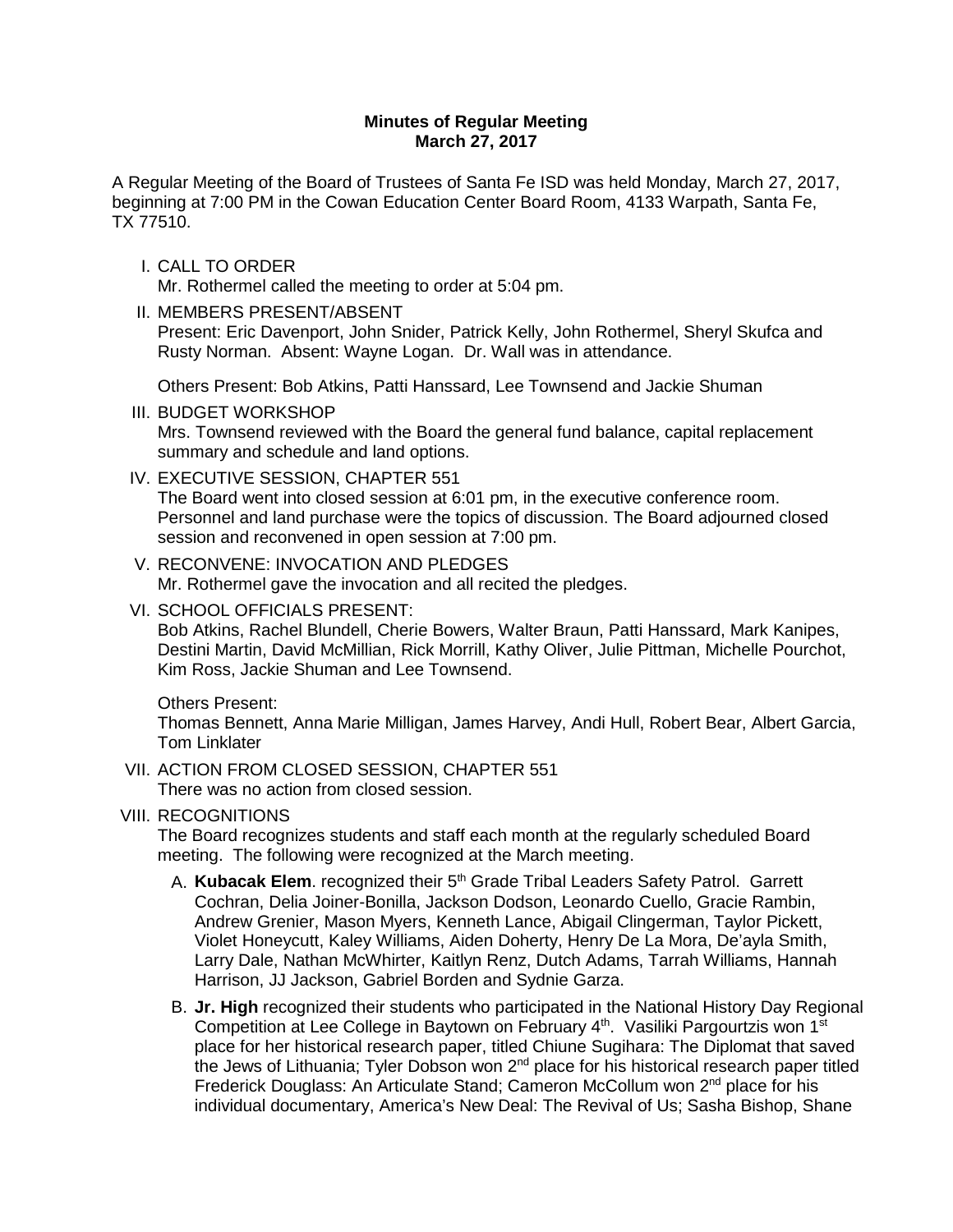**Minutes of Regular Meeting**
**March 27, 2017**

A Regular Meeting of the Board of Trustees of Santa Fe ISD was held Monday, March 27, 2017, beginning at 7:00 PM in the Cowan Education Center Board Room, 4133 Warpath, Santa Fe, TX 77510.

I. CALL TO ORDER
Mr. Rothermel called the meeting to order at 5:04 pm.

II. MEMBERS PRESENT/ABSENT
Present: Eric Davenport, John Snider, Patrick Kelly, John Rothermel, Sheryl Skufca and Rusty Norman. Absent: Wayne Logan. Dr. Wall was in attendance.

Others Present: Bob Atkins, Patti Hanssard, Lee Townsend and Jackie Shuman

III. BUDGET WORKSHOP
Mrs. Townsend reviewed with the Board the general fund balance, capital replacement summary and schedule and land options.

IV. EXECUTIVE SESSION, CHAPTER 551
The Board went into closed session at 6:01 pm, in the executive conference room. Personnel and land purchase were the topics of discussion. The Board adjourned closed session and reconvened in open session at 7:00 pm.

V. RECONVENE: INVOCATION AND PLEDGES
Mr. Rothermel gave the invocation and all recited the pledges.

VI. SCHOOL OFFICIALS PRESENT:
Bob Atkins, Rachel Blundell, Cherie Bowers, Walter Braun, Patti Hanssard, Mark Kanipes, Destini Martin, David McMillian, Rick Morrill, Kathy Oliver, Julie Pittman, Michelle Pourchot, Kim Ross, Jackie Shuman and Lee Townsend.

Others Present:
Thomas Bennett, Anna Marie Milligan, James Harvey, Andi Hull, Robert Bear, Albert Garcia, Tom Linklater

VII. ACTION FROM CLOSED SESSION, CHAPTER 551
There was no action from closed session.

VIII. RECOGNITIONS
The Board recognizes students and staff each month at the regularly scheduled Board meeting. The following were recognized at the March meeting.

A. **Kubacak Elem**. recognized their 5th Grade Tribal Leaders Safety Patrol. Garrett Cochran, Delia Joiner-Bonilla, Jackson Dodson, Leonardo Cuello, Gracie Rambin, Andrew Grenier, Mason Myers, Kenneth Lance, Abigail Clingerman, Taylor Pickett, Violet Honeycutt, Kaley Williams, Aiden Doherty, Henry De La Mora, De'ayla Smith, Larry Dale, Nathan McWhirter, Kaitlyn Renz, Dutch Adams, Tarrah Williams, Hannah Harrison, JJ Jackson, Gabriel Borden and Sydnie Garza.

B. **Jr. High** recognized their students who participated in the National History Day Regional Competition at Lee College in Baytown on February 4th. Vasiliki Pargourtzis won 1st place for her historical research paper, titled Chiune Sugihara: The Diplomat that saved the Jews of Lithuania; Tyler Dobson won 2nd place for his historical research paper titled Frederick Douglass: An Articulate Stand; Cameron McCollum won 2nd place for his individual documentary, America's New Deal: The Revival of Us; Sasha Bishop, Shane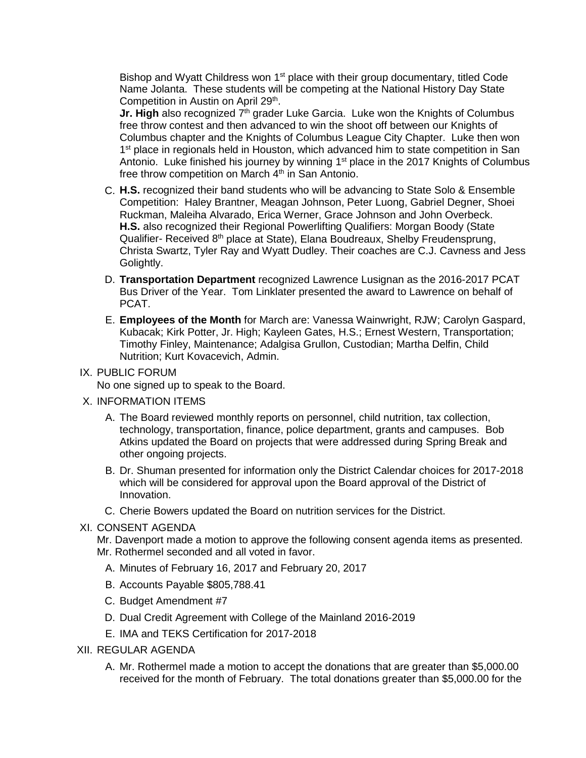Bishop and Wyatt Childress won 1st place with their group documentary, titled Code Name Jolanta. These students will be competing at the National History Day State Competition in Austin on April 29th.

**Jr. High** also recognized 7th grader Luke Garcia. Luke won the Knights of Columbus free throw contest and then advanced to win the shoot off between our Knights of Columbus chapter and the Knights of Columbus League City Chapter. Luke then won 1st place in regionals held in Houston, which advanced him to state competition in San Antonio. Luke finished his journey by winning 1st place in the 2017 Knights of Columbus free throw competition on March 4th in San Antonio.

C. **H.S.** recognized their band students who will be advancing to State Solo & Ensemble Competition: Haley Brantner, Meagan Johnson, Peter Luong, Gabriel Degner, Shoei Ruckman, Maleiha Alvarado, Erica Werner, Grace Johnson and John Overbeck.
**H.S.** also recognized their Regional Powerlifting Qualifiers: Morgan Boody (State Qualifier- Received 8th place at State), Elana Boudreaux, Shelby Freudensprung, Christa Swartz, Tyler Ray and Wyatt Dudley. Their coaches are C.J. Cavness and Jess Golightly.

D. **Transportation Department** recognized Lawrence Lusignan as the 2016-2017 PCAT Bus Driver of the Year. Tom Linklater presented the award to Lawrence on behalf of PCAT.

E. **Employees of the Month** for March are: Vanessa Wainwright, RJW; Carolyn Gaspard, Kubacak; Kirk Potter, Jr. High; Kayleen Gates, H.S.; Ernest Western, Transportation; Timothy Finley, Maintenance; Adalgisa Grullon, Custodian; Martha Delfin, Child Nutrition; Kurt Kovacevich, Admin.

IX. PUBLIC FORUM

No one signed up to speak to the Board.

X. INFORMATION ITEMS

A. The Board reviewed monthly reports on personnel, child nutrition, tax collection, technology, transportation, finance, police department, grants and campuses. Bob Atkins updated the Board on projects that were addressed during Spring Break and other ongoing projects.

B. Dr. Shuman presented for information only the District Calendar choices for 2017-2018 which will be considered for approval upon the Board approval of the District of Innovation.

C. Cherie Bowers updated the Board on nutrition services for the District.

XI. CONSENT AGENDA

Mr. Davenport made a motion to approve the following consent agenda items as presented. Mr. Rothermel seconded and all voted in favor.

A. Minutes of February 16, 2017 and February 20, 2017

B. Accounts Payable $805,788.41

C. Budget Amendment #7

D. Dual Credit Agreement with College of the Mainland 2016-2019

E. IMA and TEKS Certification for 2017-2018

XII. REGULAR AGENDA

A. Mr. Rothermel made a motion to accept the donations that are greater than $5,000.00 received for the month of February. The total donations greater than $5,000.00 for the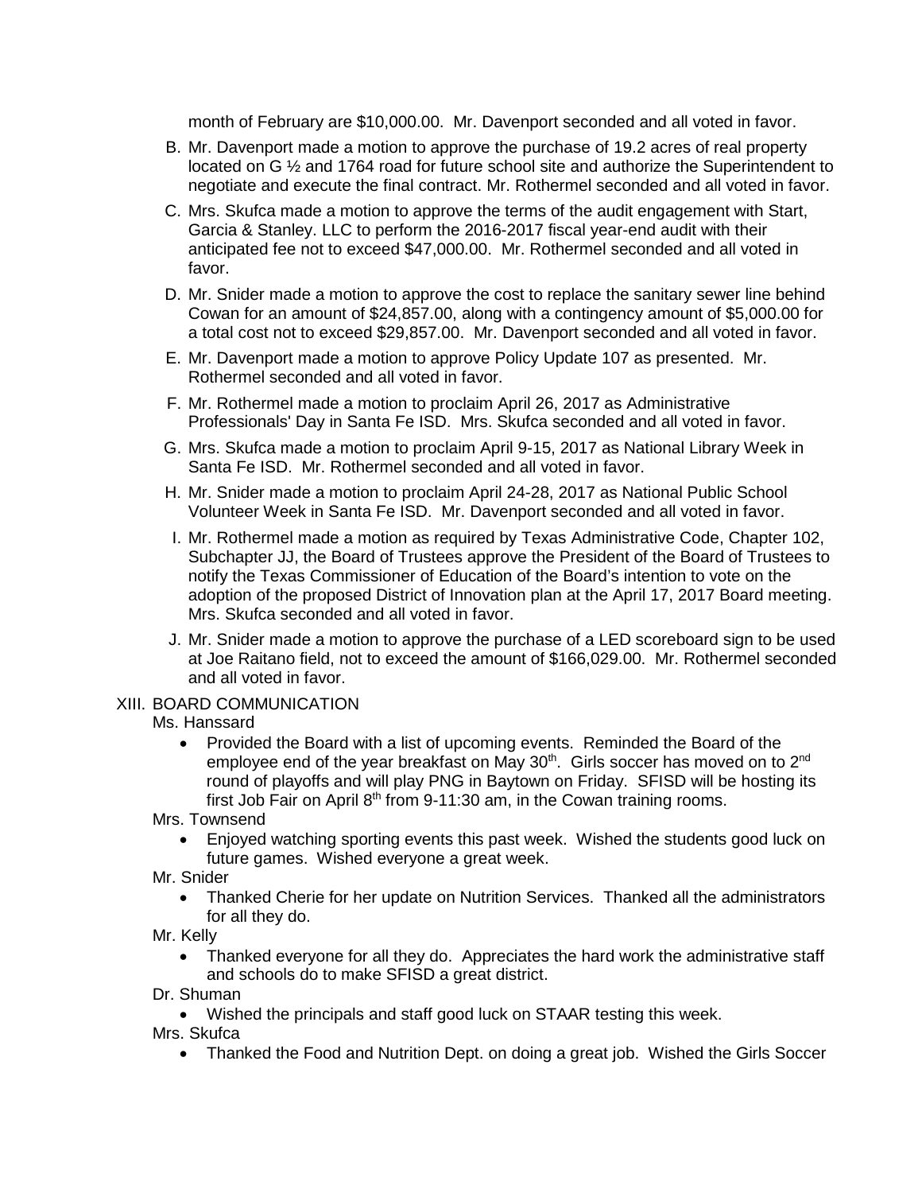month of February are $10,000.00. Mr. Davenport seconded and all voted in favor.

B. Mr. Davenport made a motion to approve the purchase of 19.2 acres of real property located on G ½ and 1764 road for future school site and authorize the Superintendent to negotiate and execute the final contract. Mr. Rothermel seconded and all voted in favor.

C. Mrs. Skufca made a motion to approve the terms of the audit engagement with Start, Garcia & Stanley. LLC to perform the 2016-2017 fiscal year-end audit with their anticipated fee not to exceed $47,000.00. Mr. Rothermel seconded and all voted in favor.

D. Mr. Snider made a motion to approve the cost to replace the sanitary sewer line behind Cowan for an amount of $24,857.00, along with a contingency amount of $5,000.00 for a total cost not to exceed $29,857.00. Mr. Davenport seconded and all voted in favor.

E. Mr. Davenport made a motion to approve Policy Update 107 as presented. Mr. Rothermel seconded and all voted in favor.

F. Mr. Rothermel made a motion to proclaim April 26, 2017 as Administrative Professionals' Day in Santa Fe ISD. Mrs. Skufca seconded and all voted in favor.

G. Mrs. Skufca made a motion to proclaim April 9-15, 2017 as National Library Week in Santa Fe ISD. Mr. Rothermel seconded and all voted in favor.

H. Mr. Snider made a motion to proclaim April 24-28, 2017 as National Public School Volunteer Week in Santa Fe ISD. Mr. Davenport seconded and all voted in favor.

I. Mr. Rothermel made a motion as required by Texas Administrative Code, Chapter 102, Subchapter JJ, the Board of Trustees approve the President of the Board of Trustees to notify the Texas Commissioner of Education of the Board's intention to vote on the adoption of the proposed District of Innovation plan at the April 17, 2017 Board meeting. Mrs. Skufca seconded and all voted in favor.

J. Mr. Snider made a motion to approve the purchase of a LED scoreboard sign to be used at Joe Raitano field, not to exceed the amount of $166,029.00. Mr. Rothermel seconded and all voted in favor.

XIII. BOARD COMMUNICATION

Ms. Hanssard

- Provided the Board with a list of upcoming events. Reminded the Board of the employee end of the year breakfast on May 30th. Girls soccer has moved on to 2nd round of playoffs and will play PNG in Baytown on Friday. SFISD will be hosting its first Job Fair on April 8th from 9-11:30 am, in the Cowan training rooms.

Mrs. Townsend

- Enjoyed watching sporting events this past week. Wished the students good luck on future games. Wished everyone a great week.

Mr. Snider

- Thanked Cherie for her update on Nutrition Services. Thanked all the administrators for all they do.

Mr. Kelly

- Thanked everyone for all they do. Appreciates the hard work the administrative staff and schools do to make SFISD a great district.

Dr. Shuman

- Wished the principals and staff good luck on STAAR testing this week.

Mrs. Skufca

- Thanked the Food and Nutrition Dept. on doing a great job. Wished the Girls Soccer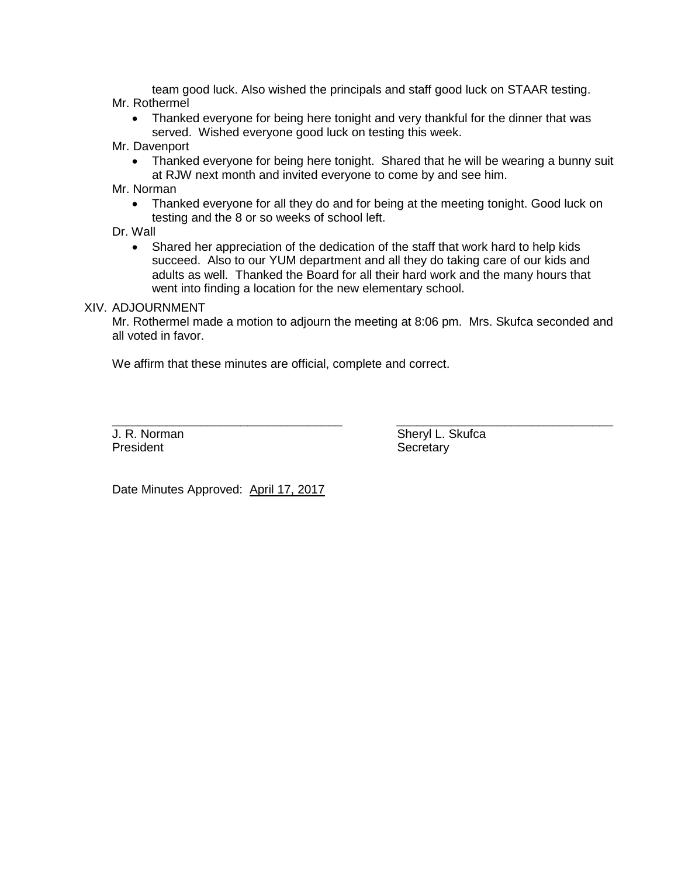team good luck. Also wished the principals and staff good luck on STAAR testing.

Mr. Rothermel

- Thanked everyone for being here tonight and very thankful for the dinner that was served. Wished everyone good luck on testing this week.

Mr. Davenport

- Thanked everyone for being here tonight. Shared that he will be wearing a bunny suit at RJW next month and invited everyone to come by and see him.

Mr. Norman

- Thanked everyone for all they do and for being at the meeting tonight. Good luck on testing and the 8 or so weeks of school left.

Dr. Wall

- Shared her appreciation of the dedication of the staff that work hard to help kids succeed. Also to our YUM department and all they do taking care of our kids and adults as well. Thanked the Board for all their hard work and the many hours that went into finding a location for the new elementary school.

XIV. ADJOURNMENT

Mr. Rothermel made a motion to adjourn the meeting at 8:06 pm. Mrs. Skufca seconded and all voted in favor.

We affirm that these minutes are official, complete and correct.

| | |
|---|---|
| \_\_\_\_\_\_\_\_\_\_\_\_\_\_\_\_\_\_\_\_\_\_\_\_\_\_\_\_\_\_ | \_\_\_\_\_\_\_\_\_\_\_\_\_\_\_\_\_\_\_\_\_\_\_\_\_\_\_\_\_\_ |
| J. R. Norman | Sheryl L. Skufca |
| President | Secretary |

Date Minutes Approved: April 17, 2017